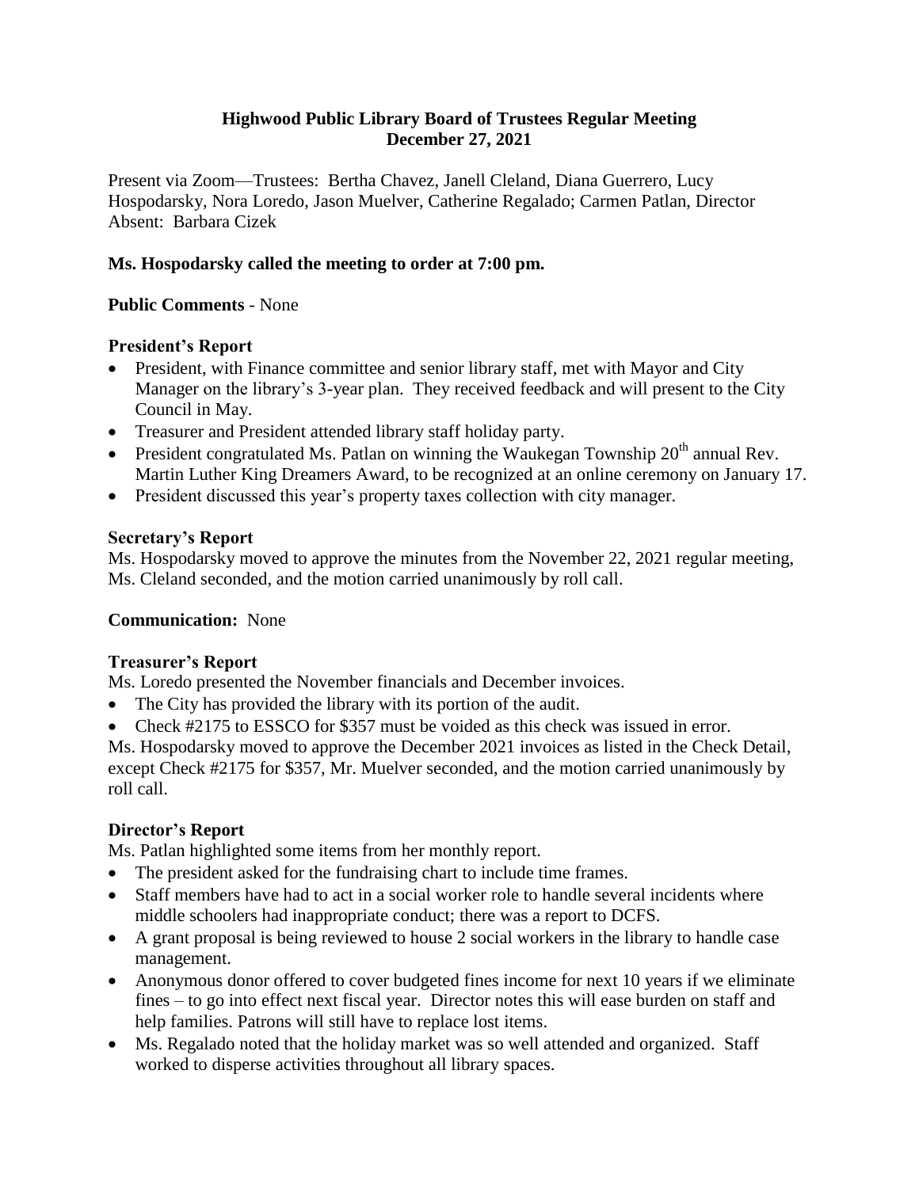# Highwood Public Library Board of Trustees Regular Meeting
## December 27, 2021

Present via Zoom—Trustees: Bertha Chavez, Janell Cleland, Diana Guerrero, Lucy Hospodarsky, Nora Loredo, Jason Muelver, Catherine Regalado; Carmen Patlan, Director
Absent: Barbara Cizek

**Ms. Hospodarsky called the meeting to order at 7:00 pm.**

**Public Comments** - None

**President's Report**

- President, with Finance committee and senior library staff, met with Mayor and City Manager on the library's 3-year plan. They received feedback and will present to the City Council in May.
- Treasurer and President attended library staff holiday party.
- President congratulated Ms. Patlan on winning the Waukegan Township 20th annual Rev. Martin Luther King Dreamers Award, to be recognized at an online ceremony on January 17.
- President discussed this year's property taxes collection with city manager.

**Secretary's Report**

Ms. Hospodarsky moved to approve the minutes from the November 22, 2021 regular meeting, Ms. Cleland seconded, and the motion carried unanimously by roll call.

**Communication:** None

**Treasurer's Report**

Ms. Loredo presented the November financials and December invoices.

- The City has provided the library with its portion of the audit.
- Check #2175 to ESSCO for $357 must be voided as this check was issued in error.

Ms. Hospodarsky moved to approve the December 2021 invoices as listed in the Check Detail, except Check #2175 for $357, Mr. Muelver seconded, and the motion carried unanimously by roll call.

**Director's Report**

Ms. Patlan highlighted some items from her monthly report.

- The president asked for the fundraising chart to include time frames.
- Staff members have had to act in a social worker role to handle several incidents where middle schoolers had inappropriate conduct; there was a report to DCFS.
- A grant proposal is being reviewed to house 2 social workers in the library to handle case management.
- Anonymous donor offered to cover budgeted fines income for next 10 years if we eliminate fines – to go into effect next fiscal year. Director notes this will ease burden on staff and help families. Patrons will still have to replace lost items.
- Ms. Regalado noted that the holiday market was so well attended and organized. Staff worked to disperse activities throughout all library spaces.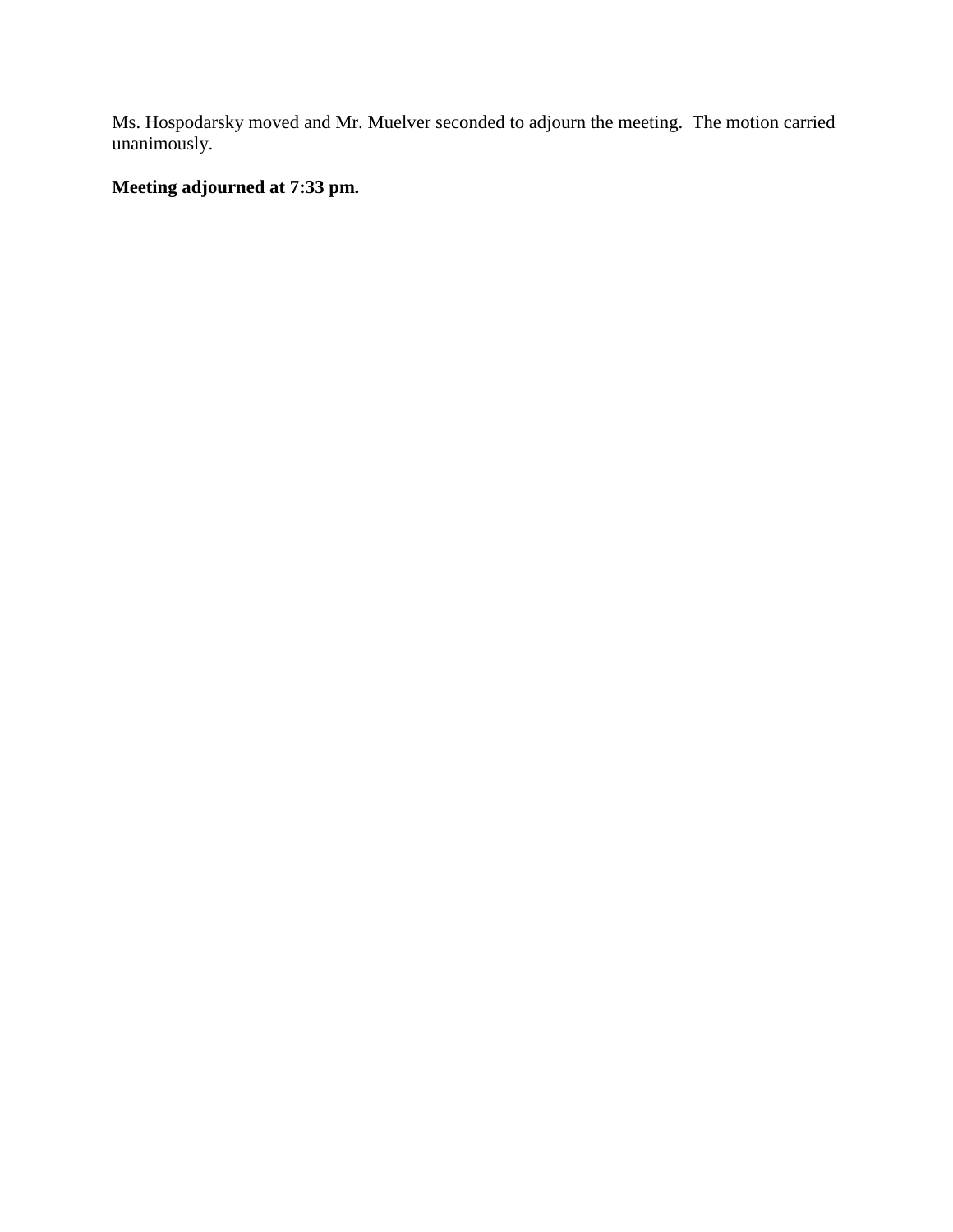Ms. Hospodarsky moved and Mr. Muelver seconded to adjourn the meeting. The motion carried unanimously.

**Meeting adjourned at 7:33 pm.**